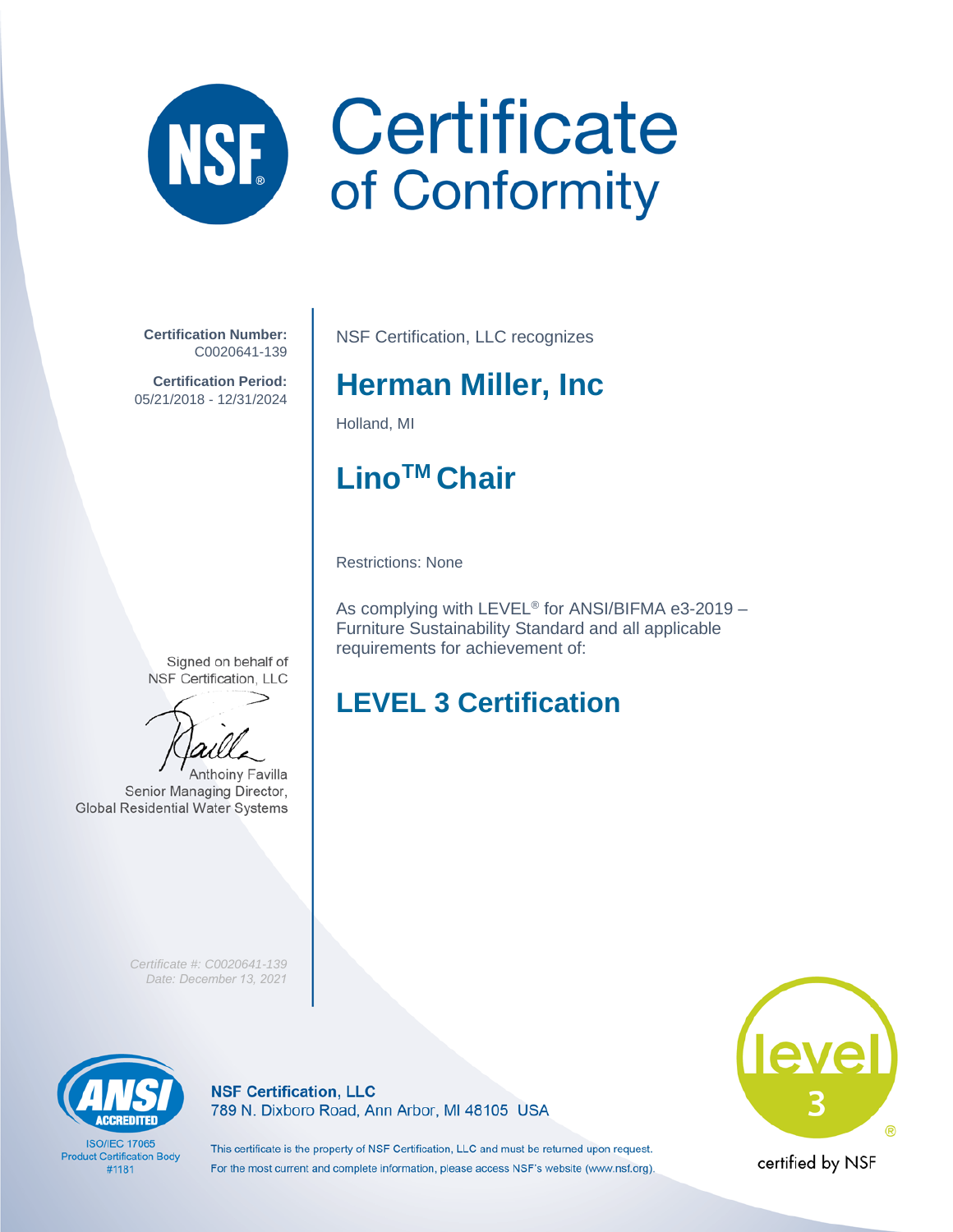# NSF Certificate of Conformity

**Certification Number:**
C0020641-139

**Certification Period:**
05/21/2018 - 12/31/2024

NSF Certification, LLC recognizes

## Herman Miller, Inc

Holland, MI

## Lino™ Chair

Restrictions: None

As complying with LEVEL® for ANSI/BIFMA e3-2019 – Furniture Sustainability Standard and all applicable requirements for achievement of:

## LEVEL 3 Certification

Signed on behalf of
NSF Certification, LLC

Anthoiny Favilla
Senior Managing Director,
Global Residential Water Systems

*Certificate #: C0020641-139*
*Date: December 13, 2021*

ANSI ACCREDITED
ISO/IEC 17065
Product Certification Body
#1181

**NSF Certification, LLC**
789 N. Dixboro Road, Ann Arbor, MI 48105 USA

This certificate is the property of NSF Certification, LLC and must be returned upon request.
For the most current and complete information, please access NSF's website (www.nsf.org).

level 3 ®
certified by NSF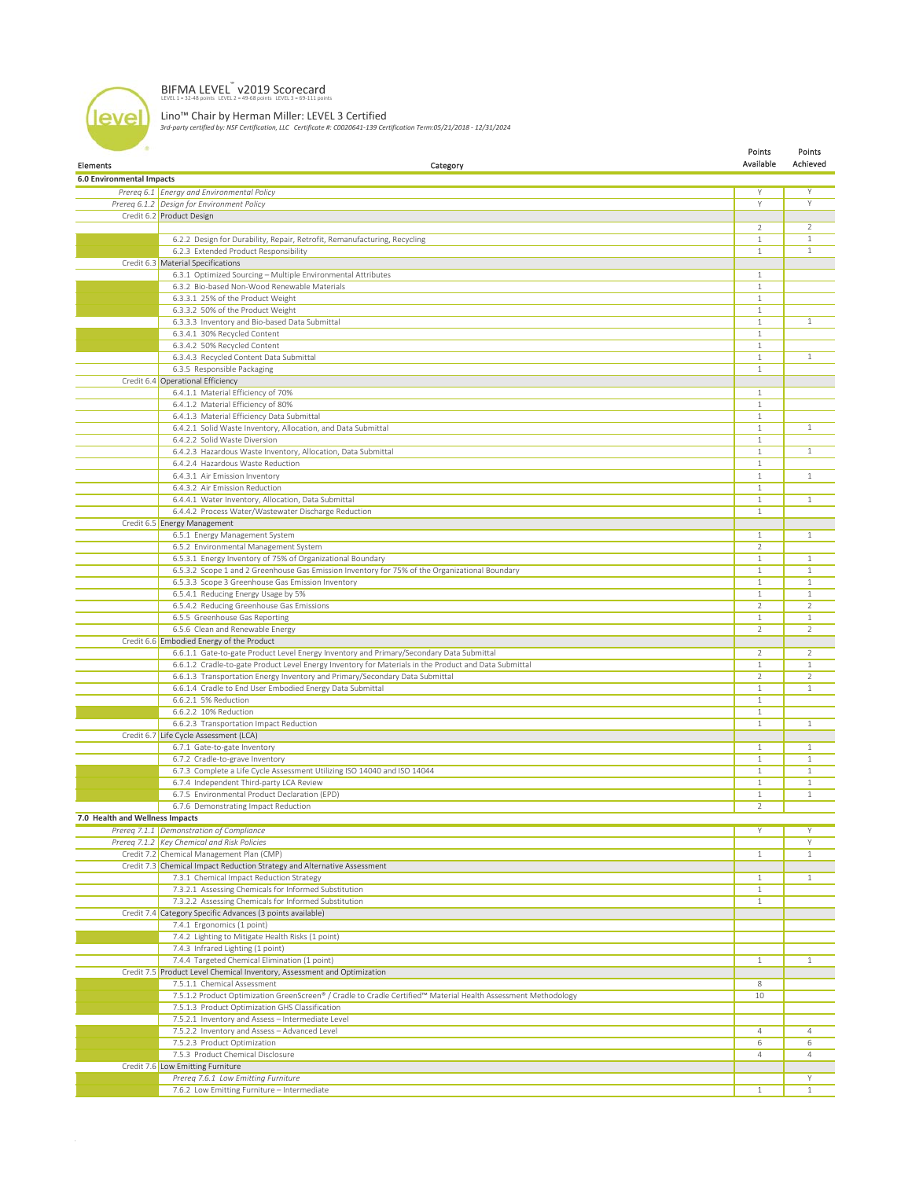# BIFMA LEVEL™ v2019 Scorecard

LEVEL 1 = 32-48 points LEVEL 2 = 49-68 points LEVEL 3 = 69-111 points

## Lino™ Chair by Herman Miller: LEVEL 3 Certified

*3rd-party certified by: NSF Certification, LLC Certificate #: C0020641-139 Certification Term:05/21/2018 - 12/31/2024*

| Elements | Category | Points Available | Points Achieved |
|---|---|---|---|
| **6.0 Environmental Impacts** | | | |
| *Prereq 6.1* | *Energy and Environmental Policy* | Y | Y |
| *Prereq 6.1.2* | *Design for Environment Policy* | Y | Y |
| Credit 6.2 | Product Design | | |
| | | 2 | 2 |
| | 6.2.2 Design for Durability, Repair, Retrofit, Remanufacturing, Recycling | 1 | 1 |
| | 6.2.3 Extended Product Responsibility | 1 | 1 |
| Credit 6.3 | Material Specifications | | |
| | 6.3.1 Optimized Sourcing – Multiple Environmental Attributes | 1 | |
| | 6.3.2 Bio-based Non-Wood Renewable Materials | 1 | |
| | 6.3.3.1 25% of the Product Weight | 1 | |
| | 6.3.3.2 50% of the Product Weight | 1 | |
| | 6.3.3.3 Inventory and Bio-based Data Submittal | 1 | 1 |
| | 6.3.4.1 30% Recycled Content | 1 | |
| | 6.3.4.2 50% Recycled Content | 1 | |
| | 6.3.4.3 Recycled Content Data Submittal | 1 | 1 |
| | 6.3.5 Responsible Packaging | 1 | |
| Credit 6.4 | Operational Efficiency | | |
| | 6.4.1.1 Material Efficiency of 70% | 1 | |
| | 6.4.1.2 Material Efficiency of 80% | 1 | |
| | 6.4.1.3 Material Efficiency Data Submittal | 1 | |
| | 6.4.2.1 Solid Waste Inventory, Allocation, and Data Submittal | 1 | 1 |
| | 6.4.2.2 Solid Waste Diversion | 1 | |
| | 6.4.2.3 Hazardous Waste Inventory, Allocation, Data Submittal | 1 | 1 |
| | 6.4.2.4 Hazardous Waste Reduction | 1 | |
| | 6.4.3.1 Air Emission Inventory | 1 | 1 |
| | 6.4.3.2 Air Emission Reduction | 1 | |
| | 6.4.4.1 Water Inventory, Allocation, Data Submittal | 1 | 1 |
| | 6.4.4.2 Process Water/Wastewater Discharge Reduction | 1 | |
| Credit 6.5 | Energy Management | | |
| | 6.5.1 Energy Management System | 1 | 1 |
| | 6.5.2 Environmental Management System | 2 | |
| | 6.5.3.1 Energy Inventory of 75% of Organizational Boundary | 1 | 1 |
| | 6.5.3.2 Scope 1 and 2 Greenhouse Gas Emission Inventory for 75% of the Organizational Boundary | 1 | 1 |
| | 6.5.3.3 Scope 3 Greenhouse Gas Emission Inventory | 1 | 1 |
| | 6.5.4.1 Reducing Energy Usage by 5% | 1 | 1 |
| | 6.5.4.2 Reducing Greenhouse Gas Emissions | 2 | 2 |
| | 6.5.5 Greenhouse Gas Reporting | 1 | 1 |
| | 6.5.6 Clean and Renewable Energy | 2 | 2 |
| Credit 6.6 | Embodied Energy of the Product | | |
| | 6.6.1.1 Gate-to-gate Product Level Energy Inventory and Primary/Secondary Data Submittal | 2 | 2 |
| | 6.6.1.2 Cradle-to-gate Product Level Energy Inventory for Materials in the Product and Data Submittal | 1 | 1 |
| | 6.6.1.3 Transportation Energy Inventory and Primary/Secondary Data Submittal | 2 | 2 |
| | 6.6.1.4 Cradle to End User Embodied Energy Data Submittal | 1 | 1 |
| | 6.6.2.1 5% Reduction | 1 | |
| | 6.6.2.2 10% Reduction | 1 | |
| | 6.6.2.3 Transportation Impact Reduction | 1 | 1 |
| Credit 6.7 | Life Cycle Assessment (LCA) | | |
| | 6.7.1 Gate-to-gate Inventory | 1 | 1 |
| | 6.7.2 Cradle-to-grave Inventory | 1 | 1 |
| | 6.7.3 Complete a Life Cycle Assessment Utilizing ISO 14040 and ISO 14044 | 1 | 1 |
| | 6.7.4 Independent Third-party LCA Review | 1 | 1 |
| | 6.7.5 Environmental Product Declaration (EPD) | 1 | 1 |
| | 6.7.6 Demonstrating Impact Reduction | 2 | |
| **7.0 Health and Wellness Impacts** | | | |
| *Prereq 7.1.1* | *Demonstration of Compliance* | Y | Y |
| *Prereq 7.1.2* | *Key Chemical and Risk Policies* | | Y |
| Credit 7.2 | Chemical Management Plan (CMP) | 1 | 1 |
| Credit 7.3 | Chemical Impact Reduction Strategy and Alternative Assessment | | |
| | 7.3.1 Chemical Impact Reduction Strategy | 1 | 1 |
| | 7.3.2.1 Assessing Chemicals for Informed Substitution | 1 | |
| | 7.3.2.2 Assessing Chemicals for Informed Substitution | 1 | |
| Credit 7.4 | Category Specific Advances (3 points available) | | |
| | 7.4.1 Ergonomics (1 point) | | |
| | 7.4.2 Lighting to Mitigate Health Risks (1 point) | | |
| | 7.4.3 Infrared Lighting (1 point) | | |
| | 7.4.4 Targeted Chemical Elimination (1 point) | 1 | 1 |
| Credit 7.5 | Product Level Chemical Inventory, Assessment and Optimization | | |
| | 7.5.1.1 Chemical Assessment | 8 | |
| | 7.5.1.2 Product Optimization GreenScreen® / Cradle to Cradle Certified™ Material Health Assessment Methodology | 10 | |
| | 7.5.1.3 Product Optimization GHS Classification | | |
| | 7.5.2.1 Inventory and Assess – Intermediate Level | | |
| | 7.5.2.2 Inventory and Assess – Advanced Level | 4 | 4 |
| | 7.5.2.3 Product Optimization | 6 | 6 |
| | 7.5.3 Product Chemical Disclosure | 4 | 4 |
| Credit 7.6 | Low Emitting Furniture | | |
| | *Prereq 7.6.1 Low Emitting Furniture* | | Y |
| | 7.6.2 Low Emitting Furniture – Intermediate | 1 | 1 |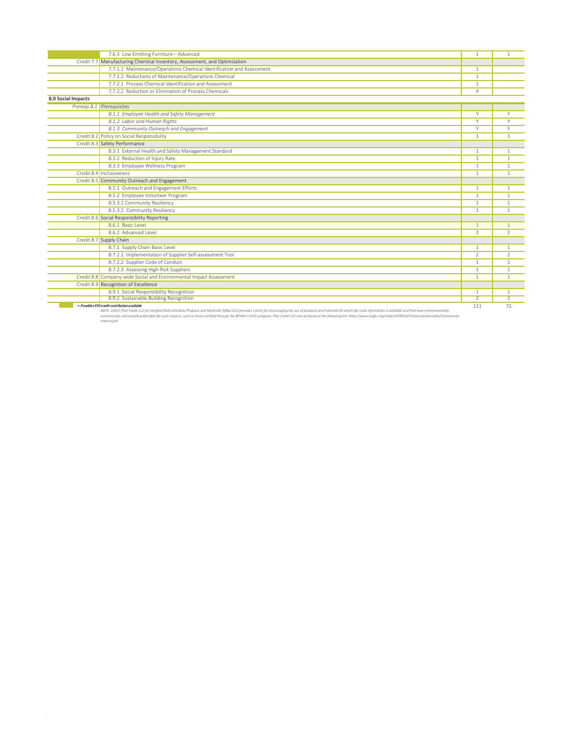| | | | |
|---|---|---|---|
| | 7.6.3 Low Emitting Furniture – Advanced | 1 | 1 |
| Credit 7.7 | Manufacturing Chemical Inventory, Assessment, and Optimization | | |
| | 7.7.1.1 Maintenance/Operations Chemical Identification and Assessment | 1 | |
| | 7.7.1.2 Reductions of Maintenance/Operations Chemical | 1 | |
| | 7.7.2.1 Process Chemical Identification and Assessment | 1 | |
| | 7.7.2.2 Reduction or Elimination of Process Chemicals | 4 | |
| **8.0 Social Impacts** | | | |
| *Prereqs 8.1* | *Prerequisites* | | |
| | *8.1.1 Employee Health and Safety Management* | Y | Y |
| | *8.1.2 Labor and Human Rights* | Y | Y |
| | *8.1.3 Community Outreach and Engagement* | Y | Y |
| Credit 8.2 | Policy on Social Responsibility | 1 | 1 |
| Credit 8.3 | Safety Performance | | |
| | 8.3.1 External Health and Safety Management Standard | 1 | 1 |
| | 8.3.2 Reduction of Injury Rate | 1 | 1 |
| | 8.3.3 Employee Wellness Program | 1 | 1 |
| Credit 8.4 | Inclusiveness | 1 | 1 |
| Credit 8.5 | Community Outreach and Engagement | | |
| | 8.5.1 Outreach and Engagement Efforts | 1 | 1 |
| | 8.5.2 Employee Volunteer Program | 1 | 1 |
| | 8.5.3.1 Community Resiliency | 1 | 1 |
| | 8.5.3.2 Community Resiliency | 1 | 1 |
| Credit 8.6 | Social Responsibility Reporting | | |
| | 8.6.1 Basic Level | 1 | 1 |
| | 8.6.2 Advanced Level | 2 | 2 |
| Credit 8.7 | Supply Chain | | |
| | 8.7.1 Supply Chain Basic Level | 1 | 1 |
| | 8.7.2.1 Implementation of Supplier Self-assessment Tool | 2 | 2 |
| | 8.7.2.2 Supplier Code of Conduct | 1 | 1 |
| | 8.7.2.3 Assessing High-Risk Suppliers | 1 | 1 |
| Credit 8.8 | Company-wide Social and Environmental Impact Assessment | 1 | 1 |
| Credit 8.9 | Recognition of Excellence | | |
| | 8.9.1 Social Responsibility Recognition | 1 | 1 |
| | 8.9.2 Sustainable Building Recognition | 2 | 2 |
| | | 111 | 72 |

*= Possible LEED credit contribution available*

*NOTE: LEED's Pilot Credit 112 for Certified Multi-Attribute Products and Materials (MRpc112) provides 1 point for encouraging the use of products and materials for which life-cycle information is available and that have environmentally, economically, and socially preferable life-cycle impacts, such as those certified through the BIFMA's LEVEL program. Pilot Credit 112 may be found at the following link: https://www.usgbc.org/node/10399220?return=/pilotcredits/Commercial-Interiors/all*